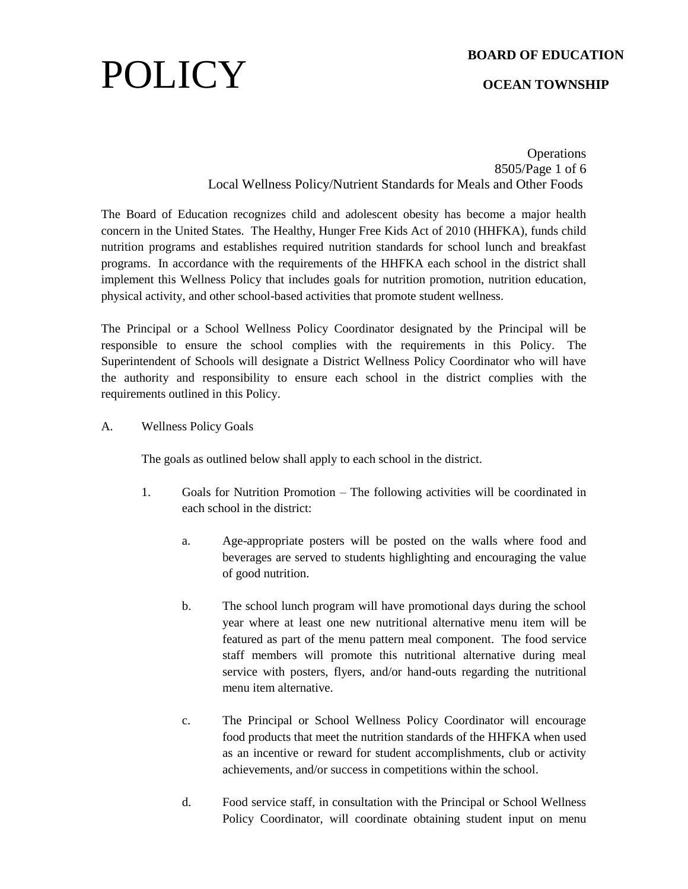# POLICY

**BOARD OF EDUCATION**

**OCEAN TOWNSHIP**

Operations
8505
Local Wellness Policy/Nutrient Standards for Meals and Other Foods

The Board of Education recognizes child and adolescent obesity has become a major health concern in the United States. The Healthy, Hunger Free Kids Act of 2010 (HHFKA), funds child nutrition programs and establishes required nutrition standards for school lunch and breakfast programs. In accordance with the requirements of the HHFKA each school in the district shall implement this Wellness Policy that includes goals for nutrition promotion, nutrition education, physical activity, and other school-based activities that promote student wellness.

The Principal or a School Wellness Policy Coordinator designated by the Principal will be responsible to ensure the school complies with the requirements in this Policy. The Superintendent of Schools will designate a District Wellness Policy Coordinator who will have the authority and responsibility to ensure each school in the district complies with the requirements outlined in this Policy.

A. Wellness Policy Goals

The goals as outlined below shall apply to each school in the district.

1. Goals for Nutrition Promotion – The following activities will be coordinated in each school in the district:

   a. Age-appropriate posters will be posted on the walls where food and beverages are served to students highlighting and encouraging the value of good nutrition.

   b. The school lunch program will have promotional days during the school year where at least one new nutritional alternative menu item will be featured as part of the menu pattern meal component. The food service staff members will promote this nutritional alternative during meal service with posters, flyers, and/or hand-outs regarding the nutritional menu item alternative.

   c. The Principal or School Wellness Policy Coordinator will encourage food products that meet the nutrition standards of the HHFKA when used as an incentive or reward for student accomplishments, club or activity achievements, and/or success in competitions within the school.

   d. Food service staff, in consultation with the Principal or School Wellness Policy Coordinator, will coordinate obtaining student input on menu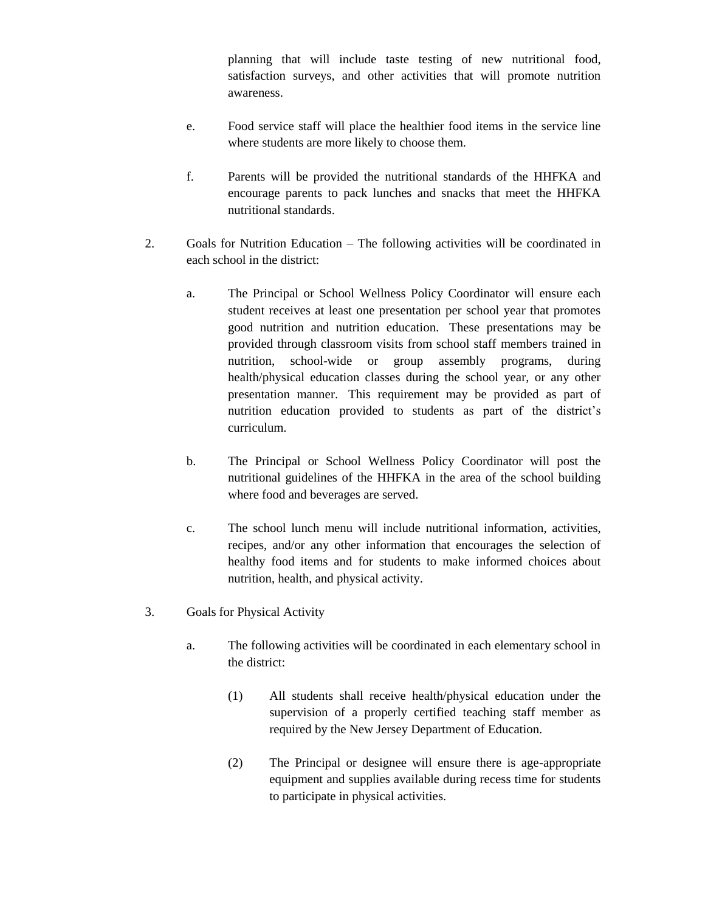planning that will include taste testing of new nutritional food, satisfaction surveys, and other activities that will promote nutrition awareness.

e. Food service staff will place the healthier food items in the service line where students are more likely to choose them.

f. Parents will be provided the nutritional standards of the HHFKA and encourage parents to pack lunches and snacks that meet the HHFKA nutritional standards.

2. Goals for Nutrition Education – The following activities will be coordinated in each school in the district:

   a. The Principal or School Wellness Policy Coordinator will ensure each student receives at least one presentation per school year that promotes good nutrition and nutrition education. These presentations may be provided through classroom visits from school staff members trained in nutrition, school-wide or group assembly programs, during health/physical education classes during the school year, or any other presentation manner. This requirement may be provided as part of nutrition education provided to students as part of the district's curriculum.

   b. The Principal or School Wellness Policy Coordinator will post the nutritional guidelines of the HHFKA in the area of the school building where food and beverages are served.

   c. The school lunch menu will include nutritional information, activities, recipes, and/or any other information that encourages the selection of healthy food items and for students to make informed choices about nutrition, health, and physical activity.

3. Goals for Physical Activity

   a. The following activities will be coordinated in each elementary school in the district:

      (1) All students shall receive health/physical education under the supervision of a properly certified teaching staff member as required by the New Jersey Department of Education.

      (2) The Principal or designee will ensure there is age-appropriate equipment and supplies available during recess time for students to participate in physical activities.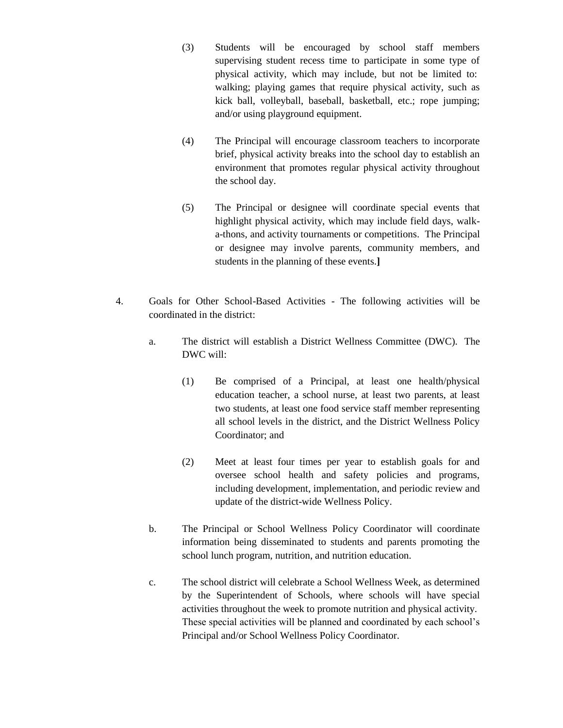(3) Students will be encouraged by school staff members supervising student recess time to participate in some type of physical activity, which may include, but not be limited to: walking; playing games that require physical activity, such as kick ball, volleyball, baseball, basketball, etc.; rope jumping; and/or using playground equipment.

(4) The Principal will encourage classroom teachers to incorporate brief, physical activity breaks into the school day to establish an environment that promotes regular physical activity throughout the school day.

(5) The Principal or designee will coordinate special events that highlight physical activity, which may include field days, walk-a-thons, and activity tournaments or competitions. The Principal or designee may involve parents, community members, and students in the planning of these events.**]**

4. Goals for Other School-Based Activities - The following activities will be coordinated in the district:

   a. The district will establish a District Wellness Committee (DWC). The DWC will:

      (1) Be comprised of a Principal, at least one health/physical education teacher, a school nurse, at least two parents, at least two students, at least one food service staff member representing all school levels in the district, and the District Wellness Policy Coordinator; and

      (2) Meet at least four times per year to establish goals for and oversee school health and safety policies and programs, including development, implementation, and periodic review and update of the district-wide Wellness Policy.

   b. The Principal or School Wellness Policy Coordinator will coordinate information being disseminated to students and parents promoting the school lunch program, nutrition, and nutrition education.

   c. The school district will celebrate a School Wellness Week, as determined by the Superintendent of Schools, where schools will have special activities throughout the week to promote nutrition and physical activity. These special activities will be planned and coordinated by each school's Principal and/or School Wellness Policy Coordinator.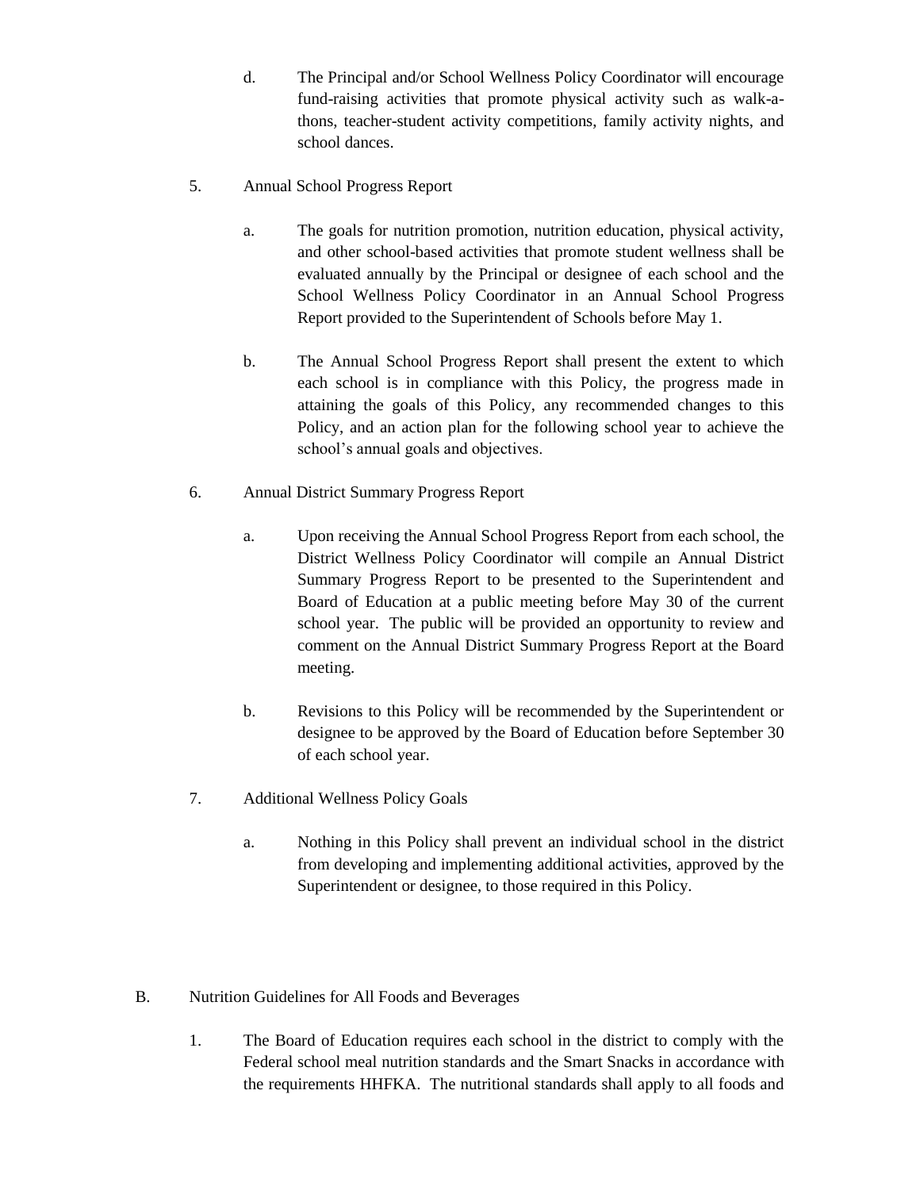d. The Principal and/or School Wellness Policy Coordinator will encourage fund-raising activities that promote physical activity such as walk-a-thons, teacher-student activity competitions, family activity nights, and school dances.

5. Annual School Progress Report

   a. The goals for nutrition promotion, nutrition education, physical activity, and other school-based activities that promote student wellness shall be evaluated annually by the Principal or designee of each school and the School Wellness Policy Coordinator in an Annual School Progress Report provided to the Superintendent of Schools before May 1.

   b. The Annual School Progress Report shall present the extent to which each school is in compliance with this Policy, the progress made in attaining the goals of this Policy, any recommended changes to this Policy, and an action plan for the following school year to achieve the school's annual goals and objectives.

6. Annual District Summary Progress Report

   a. Upon receiving the Annual School Progress Report from each school, the District Wellness Policy Coordinator will compile an Annual District Summary Progress Report to be presented to the Superintendent and Board of Education at a public meeting before May 30 of the current school year. The public will be provided an opportunity to review and comment on the Annual District Summary Progress Report at the Board meeting.

   b. Revisions to this Policy will be recommended by the Superintendent or designee to be approved by the Board of Education before September 30 of each school year.

7. Additional Wellness Policy Goals

   a. Nothing in this Policy shall prevent an individual school in the district from developing and implementing additional activities, approved by the Superintendent or designee, to those required in this Policy.

B. Nutrition Guidelines for All Foods and Beverages

   1. The Board of Education requires each school in the district to comply with the Federal school meal nutrition standards and the Smart Snacks in accordance with the requirements HHFKA. The nutritional standards shall apply to all foods and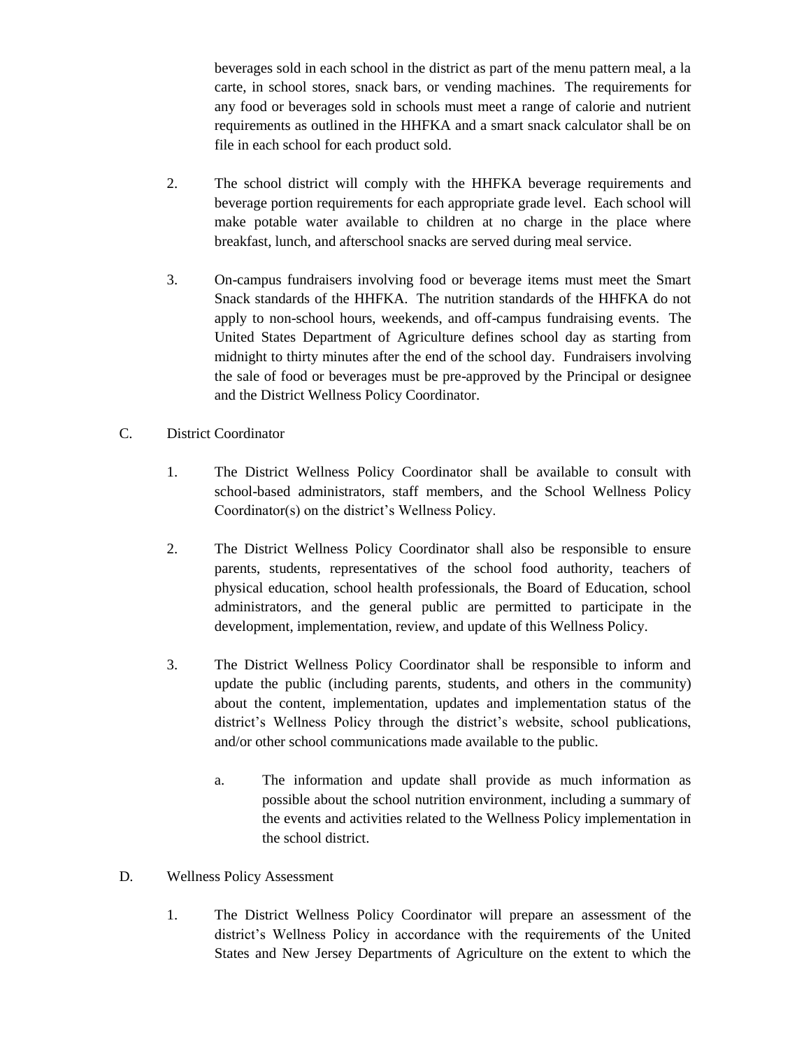beverages sold in each school in the district as part of the menu pattern meal, a la carte, in school stores, snack bars, or vending machines. The requirements for any food or beverages sold in schools must meet a range of calorie and nutrient requirements as outlined in the HHFKA and a smart snack calculator shall be on file in each school for each product sold.

2. The school district will comply with the HHFKA beverage requirements and beverage portion requirements for each appropriate grade level. Each school will make potable water available to children at no charge in the place where breakfast, lunch, and afterschool snacks are served during meal service.

3. On-campus fundraisers involving food or beverage items must meet the Smart Snack standards of the HHFKA. The nutrition standards of the HHFKA do not apply to non-school hours, weekends, and off-campus fundraising events. The United States Department of Agriculture defines school day as starting from midnight to thirty minutes after the end of the school day. Fundraisers involving the sale of food or beverages must be pre-approved by the Principal or designee and the District Wellness Policy Coordinator.

C. District Coordinator

1. The District Wellness Policy Coordinator shall be available to consult with school-based administrators, staff members, and the School Wellness Policy Coordinator(s) on the district's Wellness Policy.

2. The District Wellness Policy Coordinator shall also be responsible to ensure parents, students, representatives of the school food authority, teachers of physical education, school health professionals, the Board of Education, school administrators, and the general public are permitted to participate in the development, implementation, review, and update of this Wellness Policy.

3. The District Wellness Policy Coordinator shall be responsible to inform and update the public (including parents, students, and others in the community) about the content, implementation, updates and implementation status of the district's Wellness Policy through the district's website, school publications, and/or other school communications made available to the public.

   a. The information and update shall provide as much information as possible about the school nutrition environment, including a summary of the events and activities related to the Wellness Policy implementation in the school district.

D. Wellness Policy Assessment

1. The District Wellness Policy Coordinator will prepare an assessment of the district's Wellness Policy in accordance with the requirements of the United States and New Jersey Departments of Agriculture on the extent to which the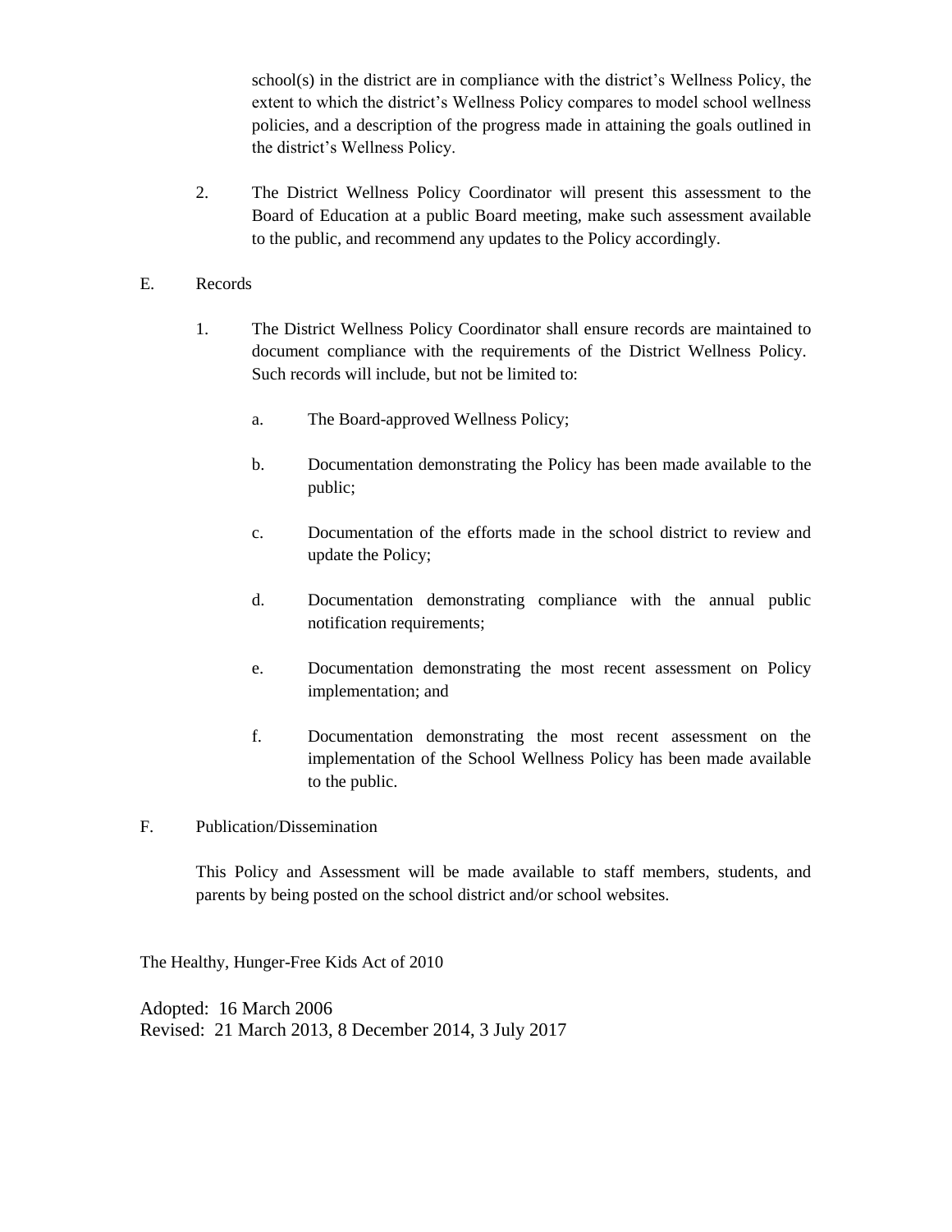school(s) in the district are in compliance with the district's Wellness Policy, the extent to which the district's Wellness Policy compares to model school wellness policies, and a description of the progress made in attaining the goals outlined in the district's Wellness Policy.

2. The District Wellness Policy Coordinator will present this assessment to the Board of Education at a public Board meeting, make such assessment available to the public, and recommend any updates to the Policy accordingly.

E. Records

1. The District Wellness Policy Coordinator shall ensure records are maintained to document compliance with the requirements of the District Wellness Policy. Such records will include, but not be limited to:

   a. The Board-approved Wellness Policy;

   b. Documentation demonstrating the Policy has been made available to the public;

   c. Documentation of the efforts made in the school district to review and update the Policy;

   d. Documentation demonstrating compliance with the annual public notification requirements;

   e. Documentation demonstrating the most recent assessment on Policy implementation; and

   f. Documentation demonstrating the most recent assessment on the implementation of the School Wellness Policy has been made available to the public.

F. Publication/Dissemination

This Policy and Assessment will be made available to staff members, students, and parents by being posted on the school district and/or school websites.

The Healthy, Hunger-Free Kids Act of 2010

Adopted: 16 March 2006
Revised: 21 March 2013, 8 December 2014, 3 July 2017